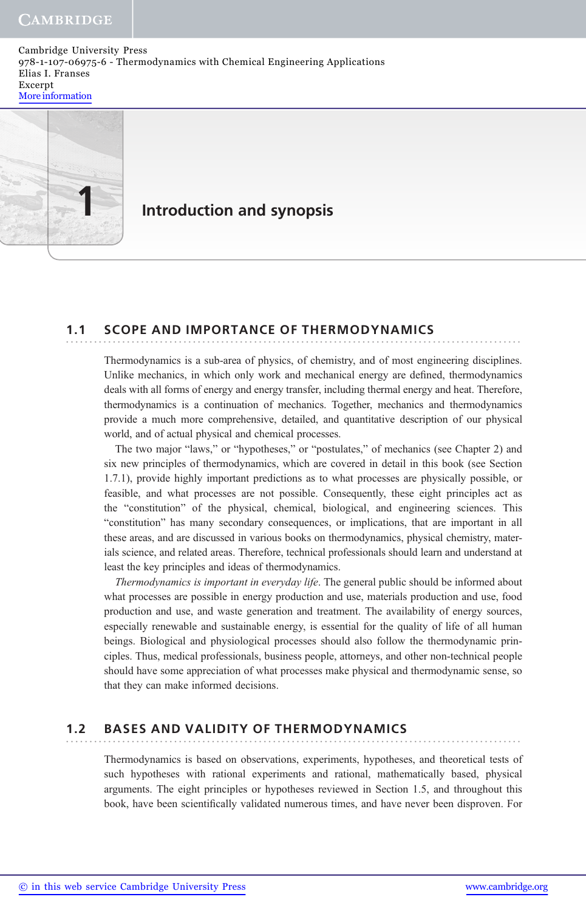# 1 Introduction and synopsis

## 1.1 SCOPE AND IMPORTANCE OF THERMODYNAMICS

Thermodynamics is a sub-area of physics, of chemistry, and of most engineering disciplines. Unlike mechanics, in which only work and mechanical energy are defined, thermodynamics deals with all forms of energy and energy transfer, including thermal energy and heat. Therefore, thermodynamics is a continuation of mechanics. Together, mechanics and thermodynamics provide a much more comprehensive, detailed, and quantitative description of our physical world, and of actual physical and chemical processes.

The two major "laws," or "hypotheses," or "postulates," of mechanics (see Chapter 2) and six new principles of thermodynamics, which are covered in detail in this book (see Section 1.7.1), provide highly important predictions as to what processes are physically possible, or feasible, and what processes are not possible. Consequently, these eight principles act as the "constitution" of the physical, chemical, biological, and engineering sciences. This "constitution" has many secondary consequences, or implications, that are important in all these areas, and are discussed in various books on thermodynamics, physical chemistry, materials science, and related areas. Therefore, technical professionals should learn and understand at least the key principles and ideas of thermodynamics.

*Thermodynamics is important in everyday life*. The general public should be informed about what processes are possible in energy production and use, materials production and use, food production and use, and waste generation and treatment. The availability of energy sources, especially renewable and sustainable energy, is essential for the quality of life of all human beings. Biological and physiological processes should also follow the thermodynamic principles. Thus, medical professionals, business people, attorneys, and other non-technical people should have some appreciation of what processes make physical and thermodynamic sense, so that they can make informed decisions.

## 1.2 BASES AND VALIDITY OF THERMODYNAMICS

Thermodynamics is based on observations, experiments, hypotheses, and theoretical tests of such hypotheses with rational experiments and rational, mathematically based, physical arguments. The eight principles or hypotheses reviewed in Section 1.5, and throughout this book, have been scientifically validated numerous times, and have never been disproven. For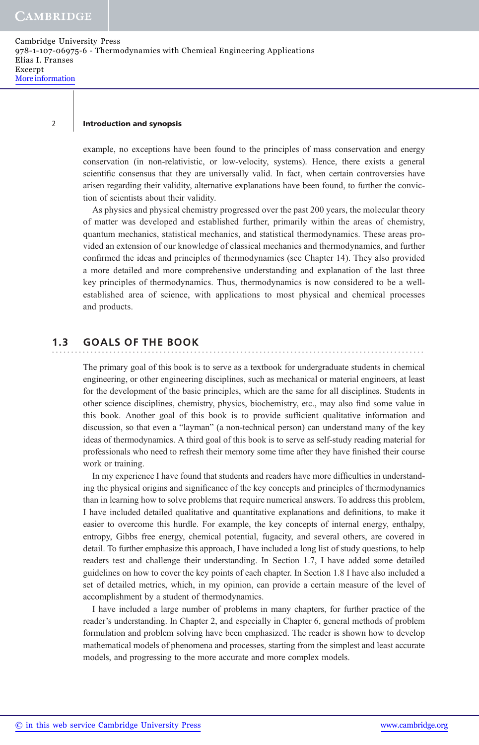example, no exceptions have been found to the principles of mass conservation and energy conservation (in non-relativistic, or low-velocity, systems). Hence, there exists a general scientific consensus that they are universally valid. In fact, when certain controversies have arisen regarding their validity, alternative explanations have been found, to further the conviction of scientists about their validity.

As physics and physical chemistry progressed over the past 200 years, the molecular theory of matter was developed and established further, primarily within the areas of chemistry, quantum mechanics, statistical mechanics, and statistical thermodynamics. These areas provided an extension of our knowledge of classical mechanics and thermodynamics, and further confirmed the ideas and principles of thermodynamics (see Chapter 14). They also provided a more detailed and more comprehensive understanding and explanation of the last three key principles of thermodynamics. Thus, thermodynamics is now considered to be a well-established area of science, with applications to most physical and chemical processes and products.

## 1.3 GOALS OF THE BOOK

The primary goal of this book is to serve as a textbook for undergraduate students in chemical engineering, or other engineering disciplines, such as mechanical or material engineers, at least for the development of the basic principles, which are the same for all disciplines. Students in other science disciplines, chemistry, physics, biochemistry, etc., may also find some value in this book. Another goal of this book is to provide sufficient qualitative information and discussion, so that even a "layman" (a non-technical person) can understand many of the key ideas of thermodynamics. A third goal of this book is to serve as self-study reading material for professionals who need to refresh their memory some time after they have finished their course work or training.

In my experience I have found that students and readers have more difficulties in understanding the physical origins and significance of the key concepts and principles of thermodynamics than in learning how to solve problems that require numerical answers. To address this problem, I have included detailed qualitative and quantitative explanations and definitions, to make it easier to overcome this hurdle. For example, the key concepts of internal energy, enthalpy, entropy, Gibbs free energy, chemical potential, fugacity, and several others, are covered in detail. To further emphasize this approach, I have included a long list of study questions, to help readers test and challenge their understanding. In Section 1.7, I have added some detailed guidelines on how to cover the key points of each chapter. In Section 1.8 I have also included a set of detailed metrics, which, in my opinion, can provide a certain measure of the level of accomplishment by a student of thermodynamics.

I have included a large number of problems in many chapters, for further practice of the reader's understanding. In Chapter 2, and especially in Chapter 6, general methods of problem formulation and problem solving have been emphasized. The reader is shown how to develop mathematical models of phenomena and processes, starting from the simplest and least accurate models, and progressing to the more accurate and more complex models.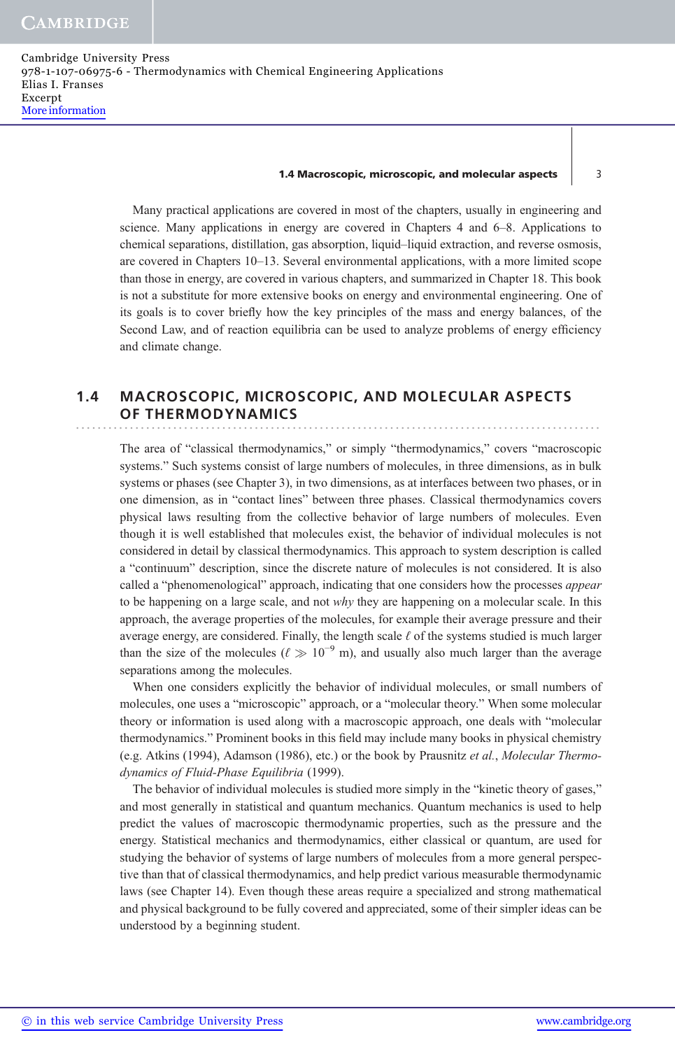Many practical applications are covered in most of the chapters, usually in engineering and science. Many applications in energy are covered in Chapters 4 and 6–8. Applications to chemical separations, distillation, gas absorption, liquid–liquid extraction, and reverse osmosis, are covered in Chapters 10–13. Several environmental applications, with a more limited scope than those in energy, are covered in various chapters, and summarized in Chapter 18. This book is not a substitute for more extensive books on energy and environmental engineering. One of its goals is to cover briefly how the key principles of the mass and energy balances, of the Second Law, and of reaction equilibria can be used to analyze problems of energy efficiency and climate change.

## 1.4 MACROSCOPIC, MICROSCOPIC, AND MOLECULAR ASPECTS OF THERMODYNAMICS

The area of "classical thermodynamics," or simply "thermodynamics," covers "macroscopic systems." Such systems consist of large numbers of molecules, in three dimensions, as in bulk systems or phases (see Chapter 3), in two dimensions, as at interfaces between two phases, or in one dimension, as in "contact lines" between three phases. Classical thermodynamics covers physical laws resulting from the collective behavior of large numbers of molecules. Even though it is well established that molecules exist, the behavior of individual molecules is not considered in detail by classical thermodynamics. This approach to system description is called a "continuum" description, since the discrete nature of molecules is not considered. It is also called a "phenomenological" approach, indicating that one considers how the processes *appear* to be happening on a large scale, and not *why* they are happening on a molecular scale. In this approach, the average properties of the molecules, for example their average pressure and their average energy, are considered. Finally, the length scale $\ell$ of the systems studied is much larger than the size of the molecules ($\ell \gg 10^{-9}$ m), and usually also much larger than the average separations among the molecules.

When one considers explicitly the behavior of individual molecules, or small numbers of molecules, one uses a "microscopic" approach, or a "molecular theory." When some molecular theory or information is used along with a macroscopic approach, one deals with "molecular thermodynamics." Prominent books in this field may include many books in physical chemistry (e.g. Atkins (1994), Adamson (1986), etc.) or the book by Prausnitz *et al.*, *Molecular Thermodynamics of Fluid-Phase Equilibria* (1999).

The behavior of individual molecules is studied more simply in the "kinetic theory of gases," and most generally in statistical and quantum mechanics. Quantum mechanics is used to help predict the values of macroscopic thermodynamic properties, such as the pressure and the energy. Statistical mechanics and thermodynamics, either classical or quantum, are used for studying the behavior of systems of large numbers of molecules from a more general perspective than that of classical thermodynamics, and help predict various measurable thermodynamic laws (see Chapter 14). Even though these areas require a specialized and strong mathematical and physical background to be fully covered and appreciated, some of their simpler ideas can be understood by a beginning student.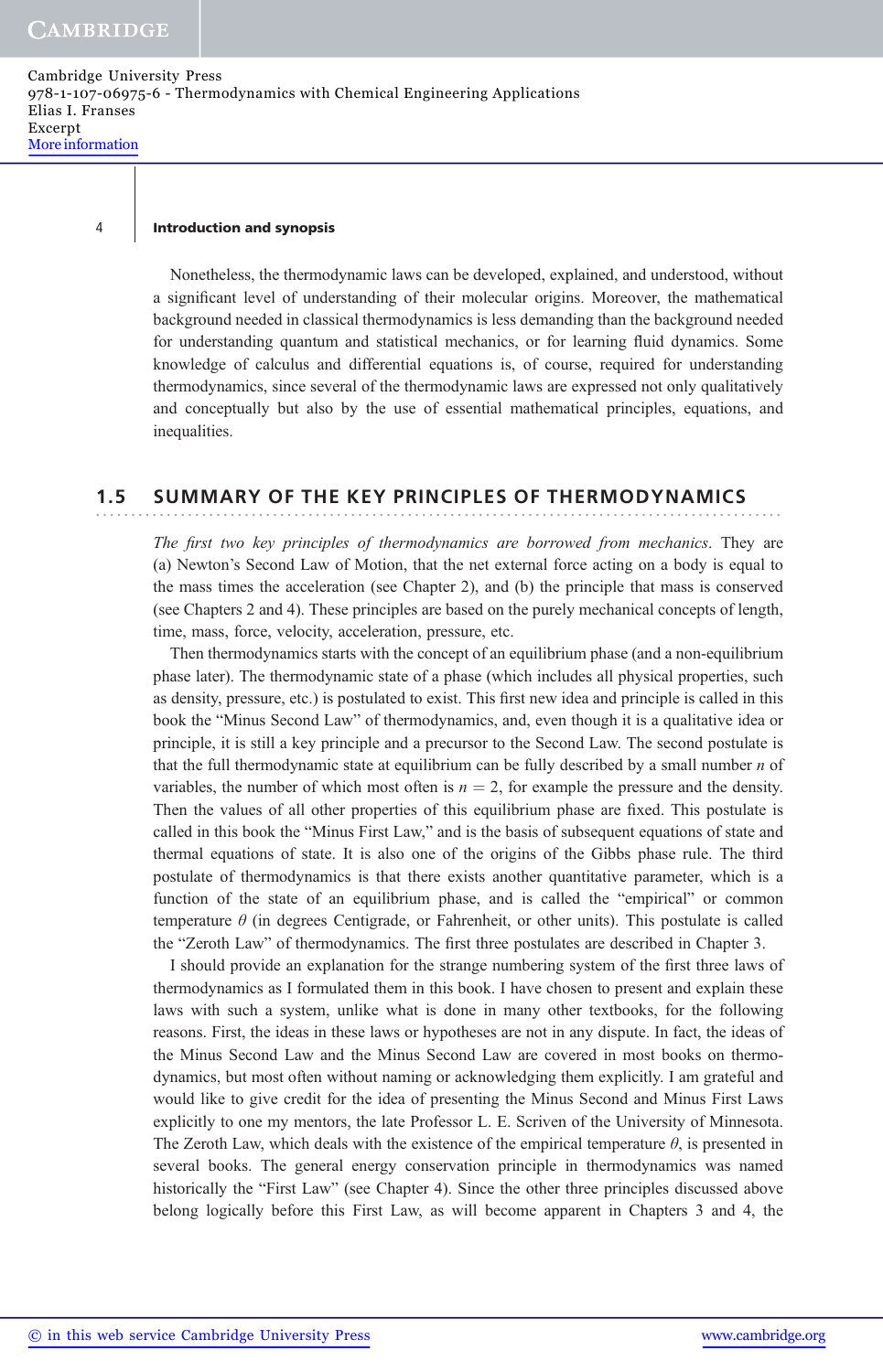Nonetheless, the thermodynamic laws can be developed, explained, and understood, without a significant level of understanding of their molecular origins. Moreover, the mathematical background needed in classical thermodynamics is less demanding than the background needed for understanding quantum and statistical mechanics, or for learning fluid dynamics. Some knowledge of calculus and differential equations is, of course, required for understanding thermodynamics, since several of the thermodynamic laws are expressed not only qualitatively and conceptually but also by the use of essential mathematical principles, equations, and inequalities.

## 1.5 SUMMARY OF THE KEY PRINCIPLES OF THERMODYNAMICS

*The first two key principles of thermodynamics are borrowed from mechanics*. They are (a) Newton's Second Law of Motion, that the net external force acting on a body is equal to the mass times the acceleration (see Chapter 2), and (b) the principle that mass is conserved (see Chapters 2 and 4). These principles are based on the purely mechanical concepts of length, time, mass, force, velocity, acceleration, pressure, etc.

Then thermodynamics starts with the concept of an equilibrium phase (and a non-equilibrium phase later). The thermodynamic state of a phase (which includes all physical properties, such as density, pressure, etc.) is postulated to exist. This first new idea and principle is called in this book the "Minus Second Law" of thermodynamics, and, even though it is a qualitative idea or principle, it is still a key principle and a precursor to the Second Law. The second postulate is that the full thermodynamic state at equilibrium can be fully described by a small number $n$ of variables, the number of which most often is $n = 2$, for example the pressure and the density. Then the values of all other properties of this equilibrium phase are fixed. This postulate is called in this book the "Minus First Law," and is the basis of subsequent equations of state and thermal equations of state. It is also one of the origins of the Gibbs phase rule. The third postulate of thermodynamics is that there exists another quantitative parameter, which is a function of the state of an equilibrium phase, and is called the "empirical" or common temperature $\theta$ (in degrees Centigrade, or Fahrenheit, or other units). This postulate is called the "Zeroth Law" of thermodynamics. The first three postulates are described in Chapter 3.

I should provide an explanation for the strange numbering system of the first three laws of thermodynamics as I formulated them in this book. I have chosen to present and explain these laws with such a system, unlike what is done in many other textbooks, for the following reasons. First, the ideas in these laws or hypotheses are not in any dispute. In fact, the ideas of the Minus Second Law and the Minus Second Law are covered in most books on thermodynamics, but most often without naming or acknowledging them explicitly. I am grateful and would like to give credit for the idea of presenting the Minus Second and Minus First Laws explicitly to one my mentors, the late Professor L. E. Scriven of the University of Minnesota. The Zeroth Law, which deals with the existence of the empirical temperature $\theta$, is presented in several books. The general energy conservation principle in thermodynamics was named historically the "First Law" (see Chapter 4). Since the other three principles discussed above belong logically before this First Law, as will become apparent in Chapters 3 and 4, the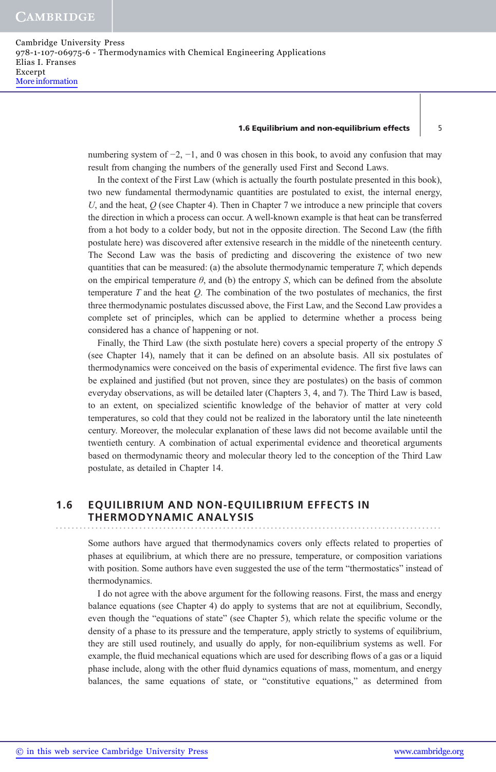numbering system of −2, −1, and 0 was chosen in this book, to avoid any confusion that may result from changing the numbers of the generally used First and Second Laws.

In the context of the First Law (which is actually the fourth postulate presented in this book), two new fundamental thermodynamic quantities are postulated to exist, the internal energy, $U$, and the heat, $Q$ (see Chapter 4). Then in Chapter 7 we introduce a new principle that covers the direction in which a process can occur. A well-known example is that heat can be transferred from a hot body to a colder body, but not in the opposite direction. The Second Law (the fifth postulate here) was discovered after extensive research in the middle of the nineteenth century. The Second Law was the basis of predicting and discovering the existence of two new quantities that can be measured: (a) the absolute thermodynamic temperature $T$, which depends on the empirical temperature $\theta$, and (b) the entropy $S$, which can be defined from the absolute temperature $T$ and the heat $Q$. The combination of the two postulates of mechanics, the first three thermodynamic postulates discussed above, the First Law, and the Second Law provides a complete set of principles, which can be applied to determine whether a process being considered has a chance of happening or not.

Finally, the Third Law (the sixth postulate here) covers a special property of the entropy $S$ (see Chapter 14), namely that it can be defined on an absolute basis. All six postulates of thermodynamics were conceived on the basis of experimental evidence. The first five laws can be explained and justified (but not proven, since they are postulates) on the basis of common everyday observations, as will be detailed later (Chapters 3, 4, and 7). The Third Law is based, to an extent, on specialized scientific knowledge of the behavior of matter at very cold temperatures, so cold that they could not be realized in the laboratory until the late nineteenth century. Moreover, the molecular explanation of these laws did not become available until the twentieth century. A combination of actual experimental evidence and theoretical arguments based on thermodynamic theory and molecular theory led to the conception of the Third Law postulate, as detailed in Chapter 14.

## 1.6 EQUILIBRIUM AND NON-EQUILIBRIUM EFFECTS IN THERMODYNAMIC ANALYSIS

Some authors have argued that thermodynamics covers only effects related to properties of phases at equilibrium, at which there are no pressure, temperature, or composition variations with position. Some authors have even suggested the use of the term "thermostatics" instead of thermodynamics.

I do not agree with the above argument for the following reasons. First, the mass and energy balance equations (see Chapter 4) do apply to systems that are not at equilibrium, Secondly, even though the "equations of state" (see Chapter 5), which relate the specific volume or the density of a phase to its pressure and the temperature, apply strictly to systems of equilibrium, they are still used routinely, and usually do apply, for non-equilibrium systems as well. For example, the fluid mechanical equations which are used for describing flows of a gas or a liquid phase include, along with the other fluid dynamics equations of mass, momentum, and energy balances, the same equations of state, or "constitutive equations," as determined from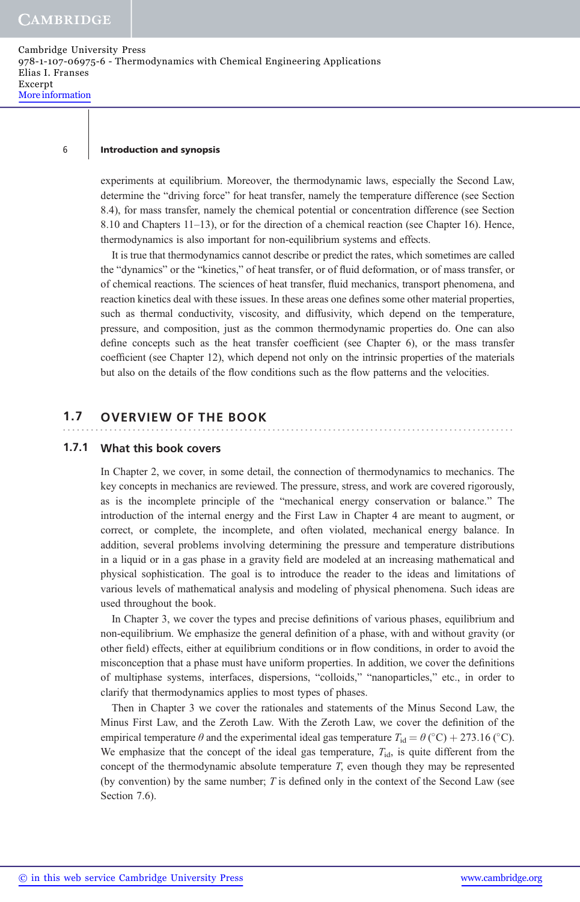experiments at equilibrium. Moreover, the thermodynamic laws, especially the Second Law, determine the "driving force" for heat transfer, namely the temperature difference (see Section 8.4), for mass transfer, namely the chemical potential or concentration difference (see Section 8.10 and Chapters 11–13), or for the direction of a chemical reaction (see Chapter 16). Hence, thermodynamics is also important for non-equilibrium systems and effects.

It is true that thermodynamics cannot describe or predict the rates, which sometimes are called the "dynamics" or the "kinetics," of heat transfer, or of fluid deformation, or of mass transfer, or of chemical reactions. The sciences of heat transfer, fluid mechanics, transport phenomena, and reaction kinetics deal with these issues. In these areas one defines some other material properties, such as thermal conductivity, viscosity, and diffusivity, which depend on the temperature, pressure, and composition, just as the common thermodynamic properties do. One can also define concepts such as the heat transfer coefficient (see Chapter 6), or the mass transfer coefficient (see Chapter 12), which depend not only on the intrinsic properties of the materials but also on the details of the flow conditions such as the flow patterns and the velocities.

## 1.7 OVERVIEW OF THE BOOK

### 1.7.1 What this book covers

In Chapter 2, we cover, in some detail, the connection of thermodynamics to mechanics. The key concepts in mechanics are reviewed. The pressure, stress, and work are covered rigorously, as is the incomplete principle of the "mechanical energy conservation or balance." The introduction of the internal energy and the First Law in Chapter 4 are meant to augment, or correct, or complete, the incomplete, and often violated, mechanical energy balance. In addition, several problems involving determining the pressure and temperature distributions in a liquid or in a gas phase in a gravity field are modeled at an increasing mathematical and physical sophistication. The goal is to introduce the reader to the ideas and limitations of various levels of mathematical analysis and modeling of physical phenomena. Such ideas are used throughout the book.

In Chapter 3, we cover the types and precise definitions of various phases, equilibrium and non-equilibrium. We emphasize the general definition of a phase, with and without gravity (or other field) effects, either at equilibrium conditions or in flow conditions, in order to avoid the misconception that a phase must have uniform properties. In addition, we cover the definitions of multiphase systems, interfaces, dispersions, "colloids," "nanoparticles," etc., in order to clarify that thermodynamics applies to most types of phases.

Then in Chapter 3 we cover the rationales and statements of the Minus Second Law, the Minus First Law, and the Zeroth Law. With the Zeroth Law, we cover the definition of the empirical temperature $\theta$ and the experimental ideal gas temperature $T_{id} = \theta\,(^\circ C) + 273.16\,(^\circ C)$. We emphasize that the concept of the ideal gas temperature, $T_{id}$, is quite different from the concept of the thermodynamic absolute temperature $T$, even though they may be represented (by convention) by the same number; $T$ is defined only in the context of the Second Law (see Section 7.6).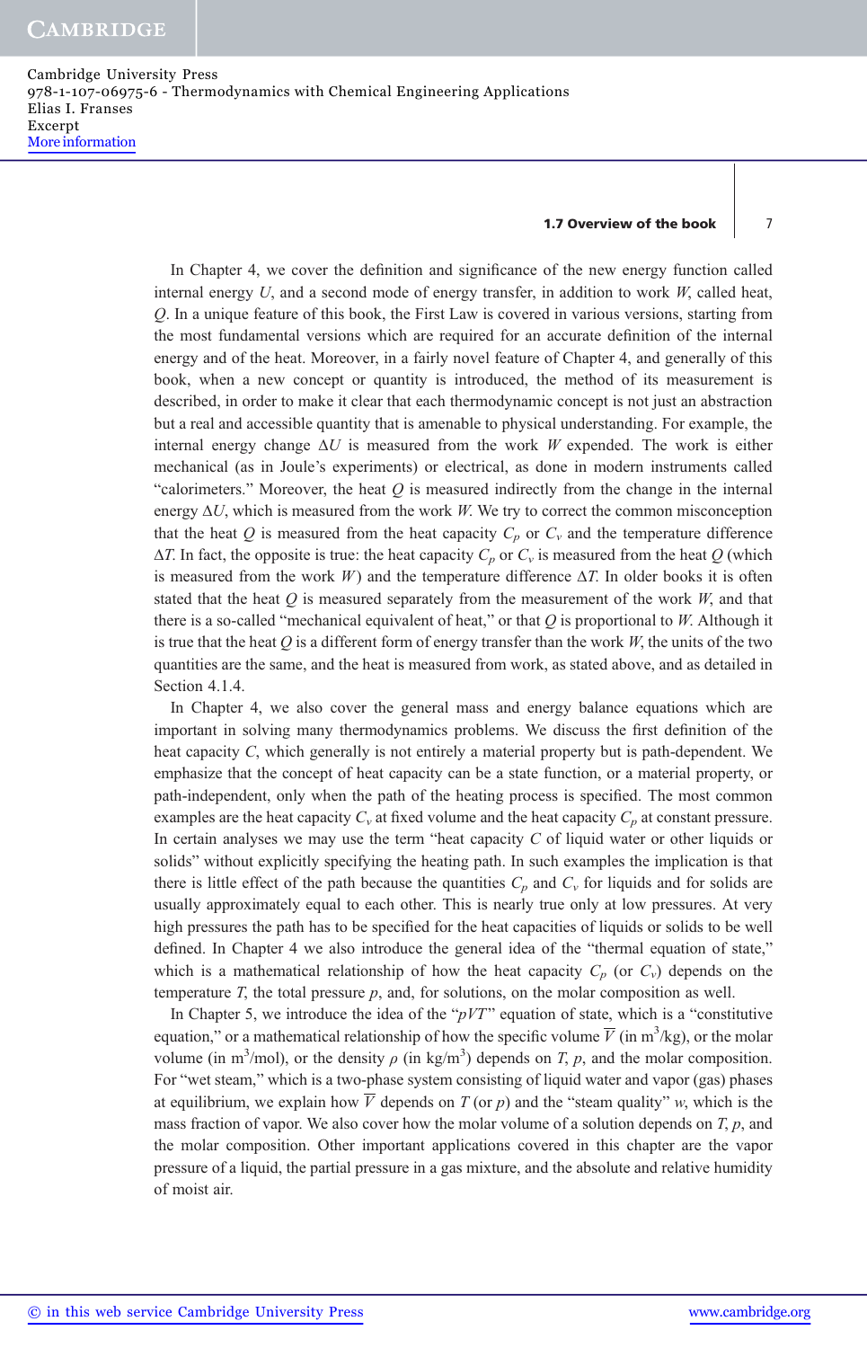In Chapter 4, we cover the definition and significance of the new energy function called internal energy $U$, and a second mode of energy transfer, in addition to work $W$, called heat, $Q$. In a unique feature of this book, the First Law is covered in various versions, starting from the most fundamental versions which are required for an accurate definition of the internal energy and of the heat. Moreover, in a fairly novel feature of Chapter 4, and generally of this book, when a new concept or quantity is introduced, the method of its measurement is described, in order to make it clear that each thermodynamic concept is not just an abstraction but a real and accessible quantity that is amenable to physical understanding. For example, the internal energy change $\Delta U$ is measured from the work $W$ expended. The work is either mechanical (as in Joule's experiments) or electrical, as done in modern instruments called "calorimeters." Moreover, the heat $Q$ is measured indirectly from the change in the internal energy $\Delta U$, which is measured from the work $W$. We try to correct the common misconception that the heat $Q$ is measured from the heat capacity $C_p$ or $C_v$ and the temperature difference $\Delta T$. In fact, the opposite is true: the heat capacity $C_p$ or $C_v$ is measured from the heat $Q$ (which is measured from the work $W$) and the temperature difference $\Delta T$. In older books it is often stated that the heat $Q$ is measured separately from the measurement of the work $W$, and that there is a so-called "mechanical equivalent of heat," or that $Q$ is proportional to $W$. Although it is true that the heat $Q$ is a different form of energy transfer than the work $W$, the units of the two quantities are the same, and the heat is measured from work, as stated above, and as detailed in Section 4.1.4.

In Chapter 4, we also cover the general mass and energy balance equations which are important in solving many thermodynamics problems. We discuss the first definition of the heat capacity $C$, which generally is not entirely a material property but is path-dependent. We emphasize that the concept of heat capacity can be a state function, or a material property, or path-independent, only when the path of the heating process is specified. The most common examples are the heat capacity $C_v$ at fixed volume and the heat capacity $C_p$ at constant pressure. In certain analyses we may use the term "heat capacity $C$ of liquid water or other liquids or solids" without explicitly specifying the heating path. In such examples the implication is that there is little effect of the path because the quantities $C_p$ and $C_v$ for liquids and for solids are usually approximately equal to each other. This is nearly true only at low pressures. At very high pressures the path has to be specified for the heat capacities of liquids or solids to be well defined. In Chapter 4 we also introduce the general idea of the "thermal equation of state," which is a mathematical relationship of how the heat capacity $C_p$ (or $C_v$) depends on the temperature $T$, the total pressure $p$, and, for solutions, on the molar composition as well.

In Chapter 5, we introduce the idea of the "$pVT$" equation of state, which is a "constitutive equation," or a mathematical relationship of how the specific volume $\overline{V}$ (in m$^3$/kg), or the molar volume (in m$^3$/mol), or the density $\rho$ (in kg/m$^3$) depends on $T$, $p$, and the molar composition. For "wet steam," which is a two-phase system consisting of liquid water and vapor (gas) phases at equilibrium, we explain how $\overline{V}$ depends on $T$ (or $p$) and the "steam quality" $w$, which is the mass fraction of vapor. We also cover how the molar volume of a solution depends on $T$, $p$, and the molar composition. Other important applications covered in this chapter are the vapor pressure of a liquid, the partial pressure in a gas mixture, and the absolute and relative humidity of moist air.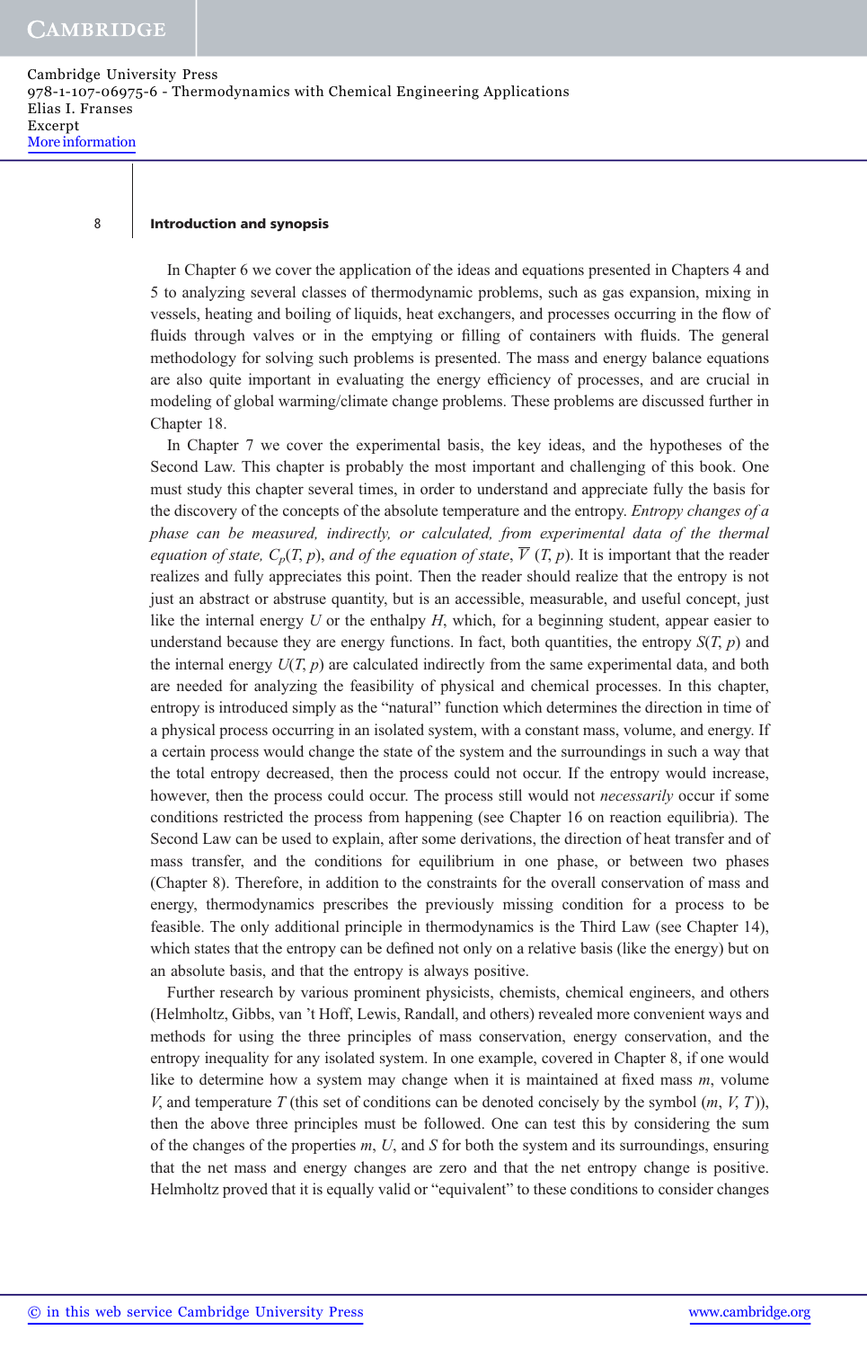In Chapter 6 we cover the application of the ideas and equations presented in Chapters 4 and 5 to analyzing several classes of thermodynamic problems, such as gas expansion, mixing in vessels, heating and boiling of liquids, heat exchangers, and processes occurring in the flow of fluids through valves or in the emptying or filling of containers with fluids. The general methodology for solving such problems is presented. The mass and energy balance equations are also quite important in evaluating the energy efficiency of processes, and are crucial in modeling of global warming/climate change problems. These problems are discussed further in Chapter 18.

In Chapter 7 we cover the experimental basis, the key ideas, and the hypotheses of the Second Law. This chapter is probably the most important and challenging of this book. One must study this chapter several times, in order to understand and appreciate fully the basis for the discovery of the concepts of the absolute temperature and the entropy. *Entropy changes of a phase can be measured, indirectly, or calculated, from experimental data of the thermal equation of state, $C_p(T, p)$, and of the equation of state, $\overline{V}(T, p)$*. It is important that the reader realizes and fully appreciates this point. Then the reader should realize that the entropy is not just an abstract or abstruse quantity, but is an accessible, measurable, and useful concept, just like the internal energy $U$ or the enthalpy $H$, which, for a beginning student, appear easier to understand because they are energy functions. In fact, both quantities, the entropy $S(T, p)$ and the internal energy $U(T, p)$ are calculated indirectly from the same experimental data, and both are needed for analyzing the feasibility of physical and chemical processes. In this chapter, entropy is introduced simply as the "natural" function which determines the direction in time of a physical process occurring in an isolated system, with a constant mass, volume, and energy. If a certain process would change the state of the system and the surroundings in such a way that the total entropy decreased, then the process could not occur. If the entropy would increase, however, then the process could occur. The process still would not *necessarily* occur if some conditions restricted the process from happening (see Chapter 16 on reaction equilibria). The Second Law can be used to explain, after some derivations, the direction of heat transfer and of mass transfer, and the conditions for equilibrium in one phase, or between two phases (Chapter 8). Therefore, in addition to the constraints for the overall conservation of mass and energy, thermodynamics prescribes the previously missing condition for a process to be feasible. The only additional principle in thermodynamics is the Third Law (see Chapter 14), which states that the entropy can be defined not only on a relative basis (like the energy) but on an absolute basis, and that the entropy is always positive.

Further research by various prominent physicists, chemists, chemical engineers, and others (Helmholtz, Gibbs, van 't Hoff, Lewis, Randall, and others) revealed more convenient ways and methods for using the three principles of mass conservation, energy conservation, and the entropy inequality for any isolated system. In one example, covered in Chapter 8, if one would like to determine how a system may change when it is maintained at fixed mass $m$, volume $V$, and temperature $T$ (this set of conditions can be denoted concisely by the symbol $(m, V, T)$), then the above three principles must be followed. One can test this by considering the sum of the changes of the properties $m$, $U$, and $S$ for both the system and its surroundings, ensuring that the net mass and energy changes are zero and that the net entropy change is positive. Helmholtz proved that it is equally valid or "equivalent" to these conditions to consider changes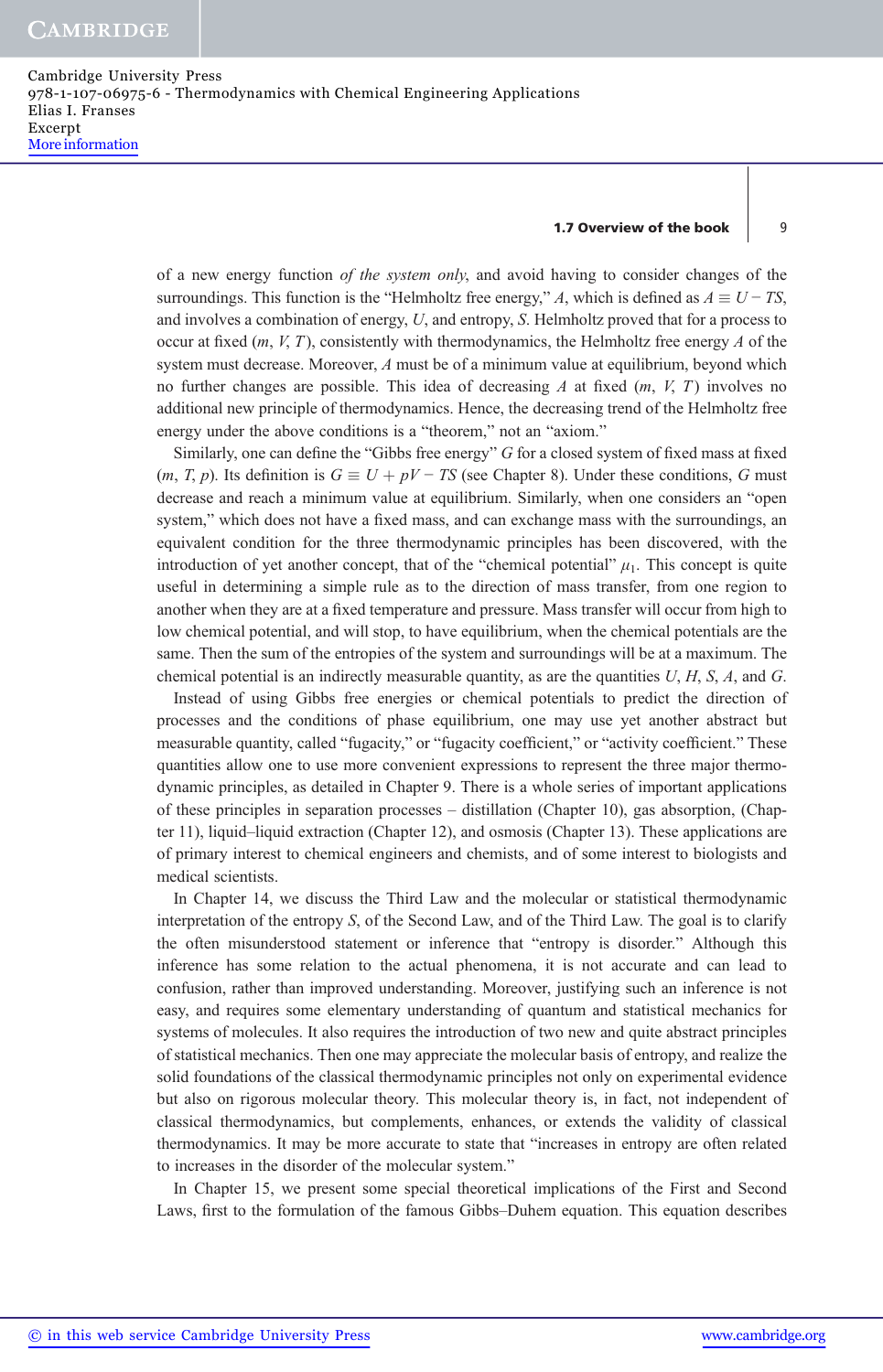of a new energy function *of the system only*, and avoid having to consider changes of the surroundings. This function is the "Helmholtz free energy," $A$, which is defined as $A \equiv U - TS$, and involves a combination of energy, $U$, and entropy, $S$. Helmholtz proved that for a process to occur at fixed $(m, V, T)$, consistently with thermodynamics, the Helmholtz free energy $A$ of the system must decrease. Moreover, $A$ must be of a minimum value at equilibrium, beyond which no further changes are possible. This idea of decreasing $A$ at fixed $(m, V, T)$ involves no additional new principle of thermodynamics. Hence, the decreasing trend of the Helmholtz free energy under the above conditions is a "theorem," not an "axiom."

Similarly, one can define the "Gibbs free energy" $G$ for a closed system of fixed mass at fixed $(m, T, p)$. Its definition is $G \equiv U + pV - TS$ (see Chapter 8). Under these conditions, $G$ must decrease and reach a minimum value at equilibrium. Similarly, when one considers an "open system," which does not have a fixed mass, and can exchange mass with the surroundings, an equivalent condition for the three thermodynamic principles has been discovered, with the introduction of yet another concept, that of the "chemical potential" $\mu_1$. This concept is quite useful in determining a simple rule as to the direction of mass transfer, from one region to another when they are at a fixed temperature and pressure. Mass transfer will occur from high to low chemical potential, and will stop, to have equilibrium, when the chemical potentials are the same. Then the sum of the entropies of the system and surroundings will be at a maximum. The chemical potential is an indirectly measurable quantity, as are the quantities $U$, $H$, $S$, $A$, and $G$.

Instead of using Gibbs free energies or chemical potentials to predict the direction of processes and the conditions of phase equilibrium, one may use yet another abstract but measurable quantity, called "fugacity," or "fugacity coefficient," or "activity coefficient." These quantities allow one to use more convenient expressions to represent the three major thermodynamic principles, as detailed in Chapter 9. There is a whole series of important applications of these principles in separation processes – distillation (Chapter 10), gas absorption, (Chapter 11), liquid–liquid extraction (Chapter 12), and osmosis (Chapter 13). These applications are of primary interest to chemical engineers and chemists, and of some interest to biologists and medical scientists.

In Chapter 14, we discuss the Third Law and the molecular or statistical thermodynamic interpretation of the entropy $S$, of the Second Law, and of the Third Law. The goal is to clarify the often misunderstood statement or inference that "entropy is disorder." Although this inference has some relation to the actual phenomena, it is not accurate and can lead to confusion, rather than improved understanding. Moreover, justifying such an inference is not easy, and requires some elementary understanding of quantum and statistical mechanics for systems of molecules. It also requires the introduction of two new and quite abstract principles of statistical mechanics. Then one may appreciate the molecular basis of entropy, and realize the solid foundations of the classical thermodynamic principles not only on experimental evidence but also on rigorous molecular theory. This molecular theory is, in fact, not independent of classical thermodynamics, but complements, enhances, or extends the validity of classical thermodynamics. It may be more accurate to state that "increases in entropy are often related to increases in the disorder of the molecular system."

In Chapter 15, we present some special theoretical implications of the First and Second Laws, first to the formulation of the famous Gibbs–Duhem equation. This equation describes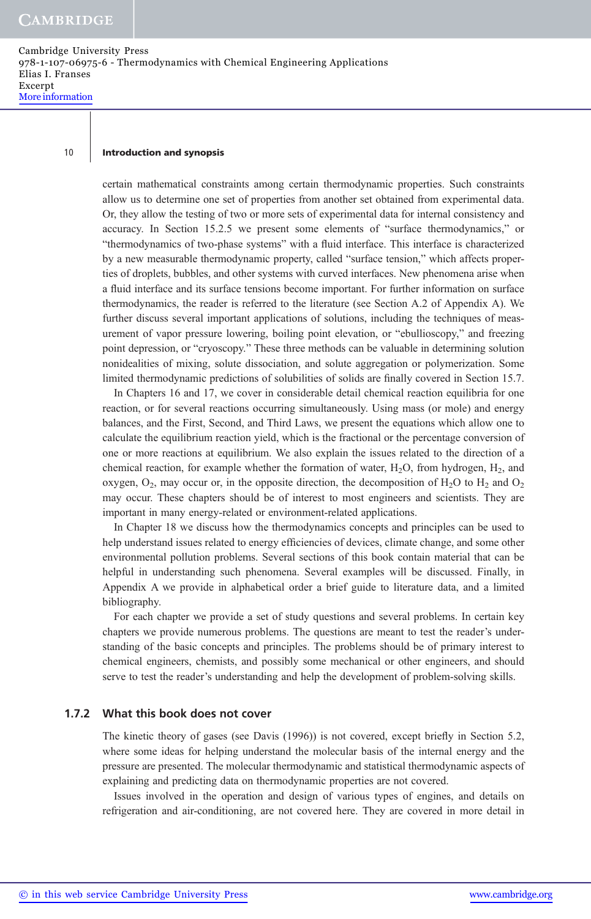certain mathematical constraints among certain thermodynamic properties. Such constraints allow us to determine one set of properties from another set obtained from experimental data. Or, they allow the testing of two or more sets of experimental data for internal consistency and accuracy. In Section 15.2.5 we present some elements of "surface thermodynamics," or "thermodynamics of two-phase systems" with a fluid interface. This interface is characterized by a new measurable thermodynamic property, called "surface tension," which affects properties of droplets, bubbles, and other systems with curved interfaces. New phenomena arise when a fluid interface and its surface tensions become important. For further information on surface thermodynamics, the reader is referred to the literature (see Section A.2 of Appendix A). We further discuss several important applications of solutions, including the techniques of measurement of vapor pressure lowering, boiling point elevation, or "ebullioscopy," and freezing point depression, or "cryoscopy." These three methods can be valuable in determining solution nonidealities of mixing, solute dissociation, and solute aggregation or polymerization. Some limited thermodynamic predictions of solubilities of solids are finally covered in Section 15.7.

In Chapters 16 and 17, we cover in considerable detail chemical reaction equilibria for one reaction, or for several reactions occurring simultaneously. Using mass (or mole) and energy balances, and the First, Second, and Third Laws, we present the equations which allow one to calculate the equilibrium reaction yield, which is the fractional or the percentage conversion of one or more reactions at equilibrium. We also explain the issues related to the direction of a chemical reaction, for example whether the formation of water, $H_2O$, from hydrogen, $H_2$, and oxygen, $O_2$, may occur or, in the opposite direction, the decomposition of $H_2O$ to $H_2$ and $O_2$ may occur. These chapters should be of interest to most engineers and scientists. They are important in many energy-related or environment-related applications.

In Chapter 18 we discuss how the thermodynamics concepts and principles can be used to help understand issues related to energy efficiencies of devices, climate change, and some other environmental pollution problems. Several sections of this book contain material that can be helpful in understanding such phenomena. Several examples will be discussed. Finally, in Appendix A we provide in alphabetical order a brief guide to literature data, and a limited bibliography.

For each chapter we provide a set of study questions and several problems. In certain key chapters we provide numerous problems. The questions are meant to test the reader's understanding of the basic concepts and principles. The problems should be of primary interest to chemical engineers, chemists, and possibly some mechanical or other engineers, and should serve to test the reader's understanding and help the development of problem-solving skills.

### 1.7.2 What this book does not cover

The kinetic theory of gases (see Davis (1996)) is not covered, except briefly in Section 5.2, where some ideas for helping understand the molecular basis of the internal energy and the pressure are presented. The molecular thermodynamic and statistical thermodynamic aspects of explaining and predicting data on thermodynamic properties are not covered.

Issues involved in the operation and design of various types of engines, and details on refrigeration and air-conditioning, are not covered here. They are covered in more detail in